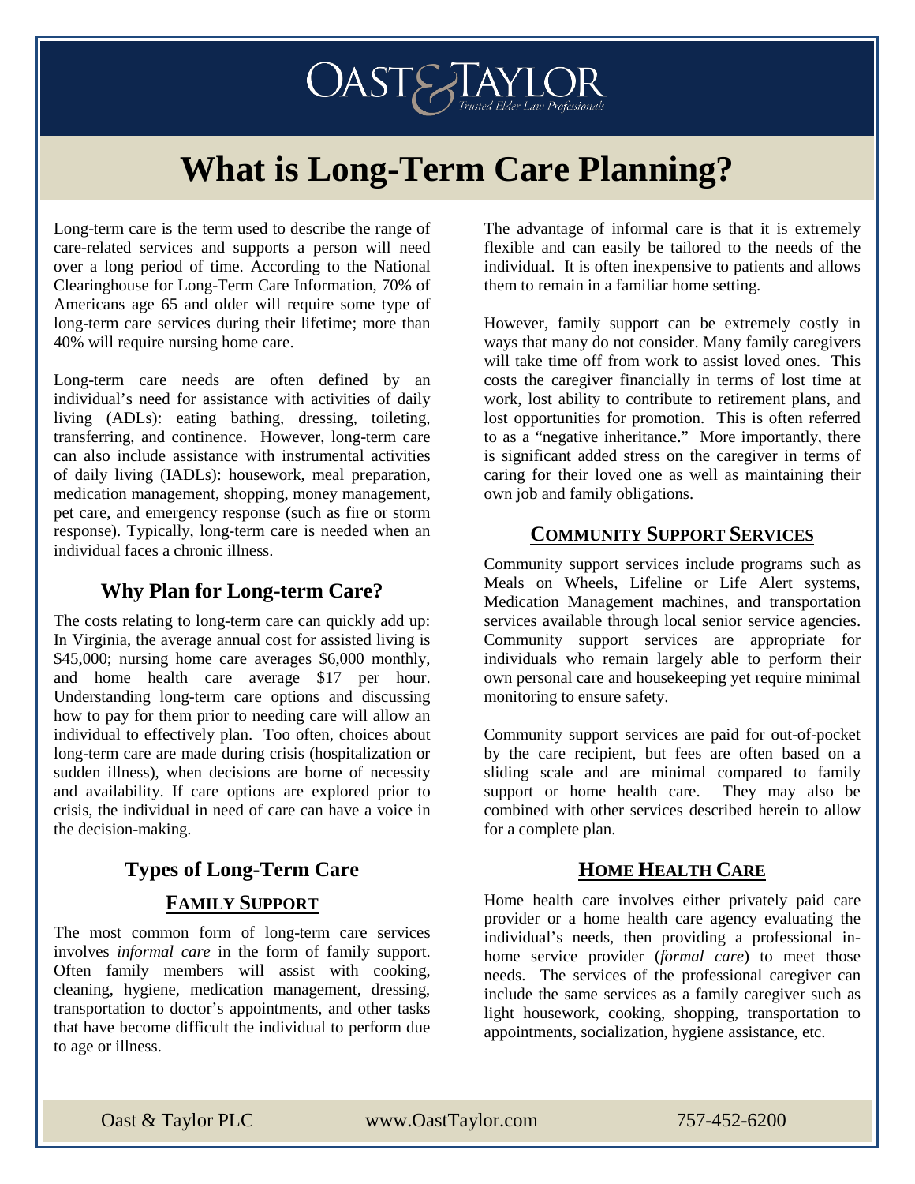# What is Long-Term Care Planning?

Long-term care is the term used to describe the range of care-related services and supports a person will need over a long period of time. According to the National Clearinghouse for Long-Term Care Information, 70% of Americans age 65 and older will require some type of long-term care services during their lifetime; more than 40% will require nursing home care.

Long-term care needs are often defined by an individual's need for assistance with activities of daily living (ADLs): eating bathing, dressing, toileting, transferring, and continence. However, long-term care can also include assistance with instrumental activities of daily living (IADLs): housework, meal preparation, medication management, shopping, money management, pet care, and emergency response (such as fire or storm response). Typically, long-term care is needed when an individual faces a chronic illness.

## Why Plan for Long-term Care?

The costs relating to long-term care can quickly add up: In Virginia, the average annual cost for assisted living is $45,000; nursing home care averages $6,000 monthly, and home health care average $17 per hour. Understanding long-term care options and discussing how to pay for them prior to needing care will allow an individual to effectively plan. Too often, choices about long-term care are made during crisis (hospitalization or sudden illness), when decisions are borne of necessity and availability. If care options are explored prior to crisis, the individual in need of care can have a voice in the decision-making.

## Types of Long-Term Care

### FAMILY SUPPORT

The most common form of long-term care services involves *informal care* in the form of family support. Often family members will assist with cooking, cleaning, hygiene, medication management, dressing, transportation to doctor's appointments, and other tasks that have become difficult the individual to perform due to age or illness.

The advantage of informal care is that it is extremely flexible and can easily be tailored to the needs of the individual. It is often inexpensive to patients and allows them to remain in a familiar home setting.

However, family support can be extremely costly in ways that many do not consider. Many family caregivers will take time off from work to assist loved ones. This costs the caregiver financially in terms of lost time at work, lost ability to contribute to retirement plans, and lost opportunities for promotion. This is often referred to as a "negative inheritance." More importantly, there is significant added stress on the caregiver in terms of caring for their loved one as well as maintaining their own job and family obligations.

### COMMUNITY SUPPORT SERVICES

Community support services include programs such as Meals on Wheels, Lifeline or Life Alert systems, Medication Management machines, and transportation services available through local senior service agencies. Community support services are appropriate for individuals who remain largely able to perform their own personal care and housekeeping yet require minimal monitoring to ensure safety.

Community support services are paid for out-of-pocket by the care recipient, but fees are often based on a sliding scale and are minimal compared to family support or home health care. They may also be combined with other services described herein to allow for a complete plan.

### HOME HEALTH CARE

Home health care involves either privately paid care provider or a home health care agency evaluating the individual's needs, then providing a professional in-home service provider (*formal care*) to meet those needs. The services of the professional caregiver can include the same services as a family caregiver such as light housework, cooking, shopping, transportation to appointments, socialization, hygiene assistance, etc.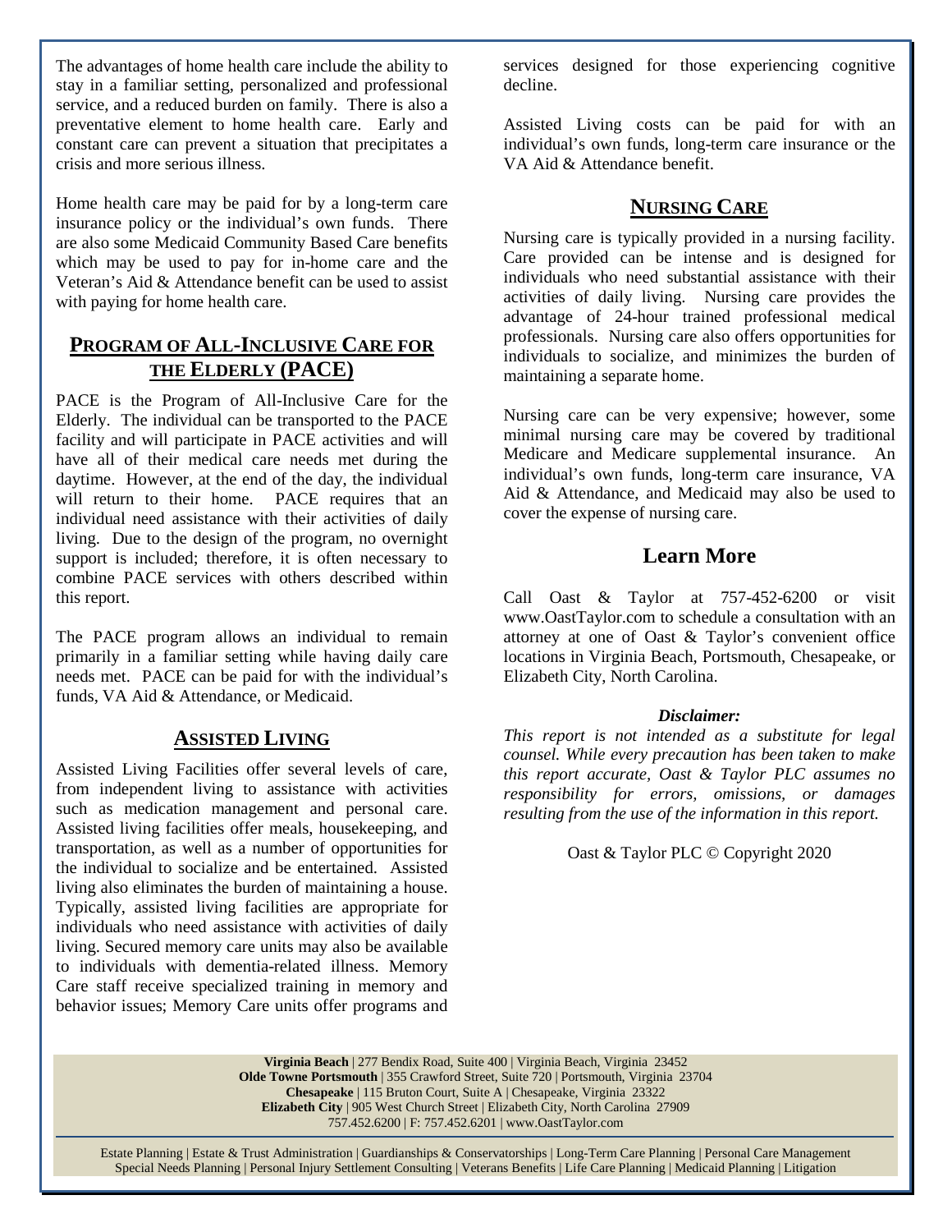The advantages of home health care include the ability to stay in a familiar setting, personalized and professional service, and a reduced burden on family. There is also a preventative element to home health care. Early and constant care can prevent a situation that precipitates a crisis and more serious illness.

Home health care may be paid for by a long-term care insurance policy or the individual's own funds. There are also some Medicaid Community Based Care benefits which may be used to pay for in-home care and the Veteran's Aid & Attendance benefit can be used to assist with paying for home health care.

## Program of All-Inclusive Care for the Elderly (PACE)

PACE is the Program of All-Inclusive Care for the Elderly. The individual can be transported to the PACE facility and will participate in PACE activities and will have all of their medical care needs met during the daytime. However, at the end of the day, the individual will return to their home. PACE requires that an individual need assistance with their activities of daily living. Due to the design of the program, no overnight support is included; therefore, it is often necessary to combine PACE services with others described within this report.

The PACE program allows an individual to remain primarily in a familiar setting while having daily care needs met. PACE can be paid for with the individual's funds, VA Aid & Attendance, or Medicaid.

## Assisted Living

Assisted Living Facilities offer several levels of care, from independent living to assistance with activities such as medication management and personal care. Assisted living facilities offer meals, housekeeping, and transportation, as well as a number of opportunities for the individual to socialize and be entertained. Assisted living also eliminates the burden of maintaining a house. Typically, assisted living facilities are appropriate for individuals who need assistance with activities of daily living. Secured memory care units may also be available to individuals with dementia-related illness. Memory Care staff receive specialized training in memory and behavior issues; Memory Care units offer programs and services designed for those experiencing cognitive decline.

Assisted Living costs can be paid for with an individual's own funds, long-term care insurance or the VA Aid & Attendance benefit.

## Nursing Care

Nursing care is typically provided in a nursing facility. Care provided can be intense and is designed for individuals who need substantial assistance with their activities of daily living. Nursing care provides the advantage of 24-hour trained professional medical professionals. Nursing care also offers opportunities for individuals to socialize, and minimizes the burden of maintaining a separate home.

Nursing care can be very expensive; however, some minimal nursing care may be covered by traditional Medicare and Medicare supplemental insurance. An individual's own funds, long-term care insurance, VA Aid & Attendance, and Medicaid may also be used to cover the expense of nursing care.

## Learn More

Call Oast & Taylor at 757-452-6200 or visit www.OastTaylor.com to schedule a consultation with an attorney at one of Oast & Taylor's convenient office locations in Virginia Beach, Portsmouth, Chesapeake, or Elizabeth City, North Carolina.

***Disclaimer:***

*This report is not intended as a substitute for legal counsel. While every precaution has been taken to make this report accurate, Oast & Taylor PLC assumes no responsibility for errors, omissions, or damages resulting from the use of the information in this report.*

Oast & Taylor PLC © Copyright 2020

**Virginia Beach** | 277 Bendix Road, Suite 400 | Virginia Beach, Virginia 23452
**Olde Towne Portsmouth** | 355 Crawford Street, Suite 720 | Portsmouth, Virginia 23704
**Chesapeake** | 115 Bruton Court, Suite A | Chesapeake, Virginia 23322
**Elizabeth City** | 905 West Church Street | Elizabeth City, North Carolina 27909
757.452.6200 | F: 757.452.6201 | www.OastTaylor.com

Estate Planning | Estate & Trust Administration | Guardianships & Conservatorships | Long-Term Care Planning | Personal Care Management
Special Needs Planning | Personal Injury Settlement Consulting | Veterans Benefits | Life Care Planning | Medicaid Planning | Litigation